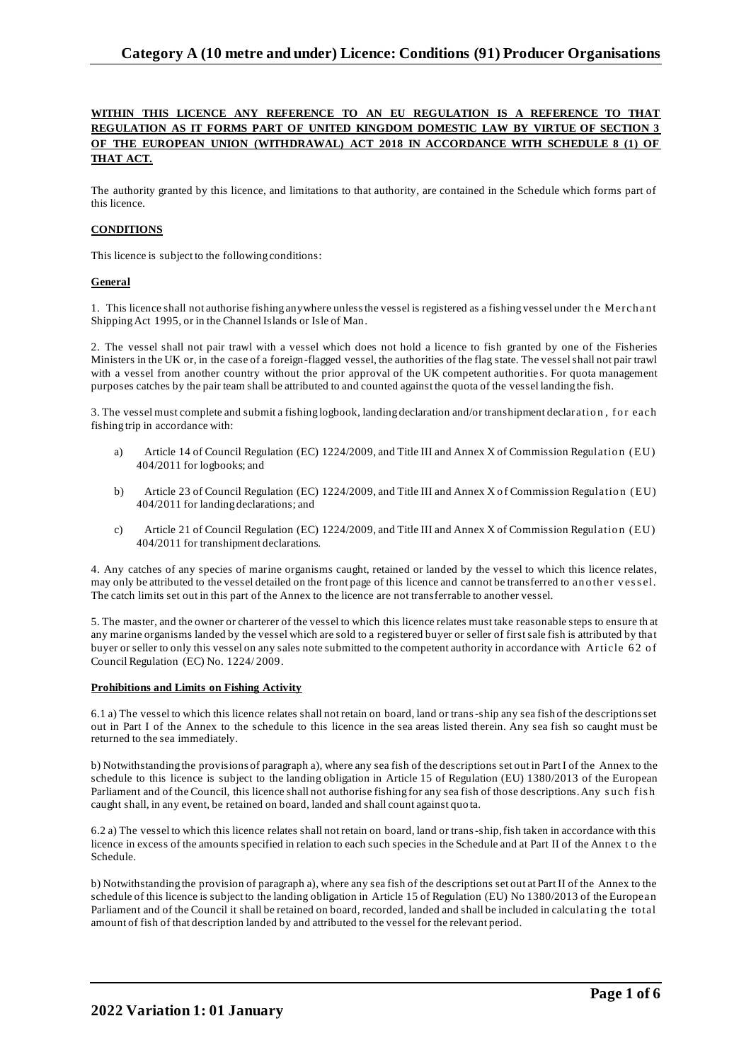# Category A (10 metre and under) Licence: Conditions (91) Producer Organisations

**WITHIN THIS LICENCE ANY REFERENCE TO AN EU REGULATION IS A REFERENCE TO THAT REGULATION AS IT FORMS PART OF UNITED KINGDOM DOMESTIC LAW BY VIRTUE OF SECTION 3 OF THE EUROPEAN UNION (WITHDRAWAL) ACT 2018 IN ACCORDANCE WITH SCHEDULE 8 (1) OF THAT ACT.**

The authority granted by this licence, and limitations to that authority, are contained in the Schedule which forms part of this licence.

**CONDITIONS**

This licence is subject to the following conditions:

**General**

1. This licence shall not authorise fishing anywhere unless the vessel is registered as a fishing vessel under the Merchant Shipping Act 1995, or in the Channel Islands or Isle of Man.

2. The vessel shall not pair trawl with a vessel which does not hold a licence to fish granted by one of the Fisheries Ministers in the UK or, in the case of a foreign-flagged vessel, the authorities of the flag state. The vessel shall not pair trawl with a vessel from another country without the prior approval of the UK competent authorities. For quota management purposes catches by the pair team shall be attributed to and counted against the quota of the vessel landing the fish.

3. The vessel must complete and submit a fishing logbook, landing declaration and/or transhipment declaration, for each fishing trip in accordance with:

a) Article 14 of Council Regulation (EC) 1224/2009, and Title III and Annex X of Commission Regulation (EU) 404/2011 for logbooks; and

b) Article 23 of Council Regulation (EC) 1224/2009, and Title III and Annex X of Commission Regulation (EU) 404/2011 for landing declarations; and

c) Article 21 of Council Regulation (EC) 1224/2009, and Title III and Annex X of Commission Regulation (EU) 404/2011 for transhipment declarations.

4. Any catches of any species of marine organisms caught, retained or landed by the vessel to which this licence relates, may only be attributed to the vessel detailed on the front page of this licence and cannot be transferred to another vessel. The catch limits set out in this part of the Annex to the licence are not transferrable to another vessel.

5. The master, and the owner or charterer of the vessel to which this licence relates must take reasonable steps to ensure that any marine organisms landed by the vessel which are sold to a registered buyer or seller of first sale fish is attributed by that buyer or seller to only this vessel on any sales note submitted to the competent authority in accordance with Article 62 of Council Regulation (EC) No. 1224/2009.

**Prohibitions and Limits on Fishing Activity**

6.1 a) The vessel to which this licence relates shall not retain on board, land or trans-ship any sea fish of the descriptions set out in Part I of the Annex to the schedule to this licence in the sea areas listed therein. Any sea fish so caught must be returned to the sea immediately.

b) Notwithstanding the provisions of paragraph a), where any sea fish of the descriptions set out in Part I of the Annex to the schedule to this licence is subject to the landing obligation in Article 15 of Regulation (EU) 1380/2013 of the European Parliament and of the Council, this licence shall not authorise fishing for any sea fish of those descriptions. Any such fish caught shall, in any event, be retained on board, landed and shall count against quota.

6.2 a) The vessel to which this licence relates shall not retain on board, land or trans-ship, fish taken in accordance with this licence in excess of the amounts specified in relation to each such species in the Schedule and at Part II of the Annex to the Schedule.

b) Notwithstanding the provision of paragraph a), where any sea fish of the descriptions set out at Part II of the Annex to the schedule of this licence is subject to the landing obligation in Article 15 of Regulation (EU) No 1380/2013 of the European Parliament and of the Council it shall be retained on board, recorded, landed and shall be included in calculating the total amount of fish of that description landed by and attributed to the vessel for the relevant period.

**2022 Variation 1: 01 January**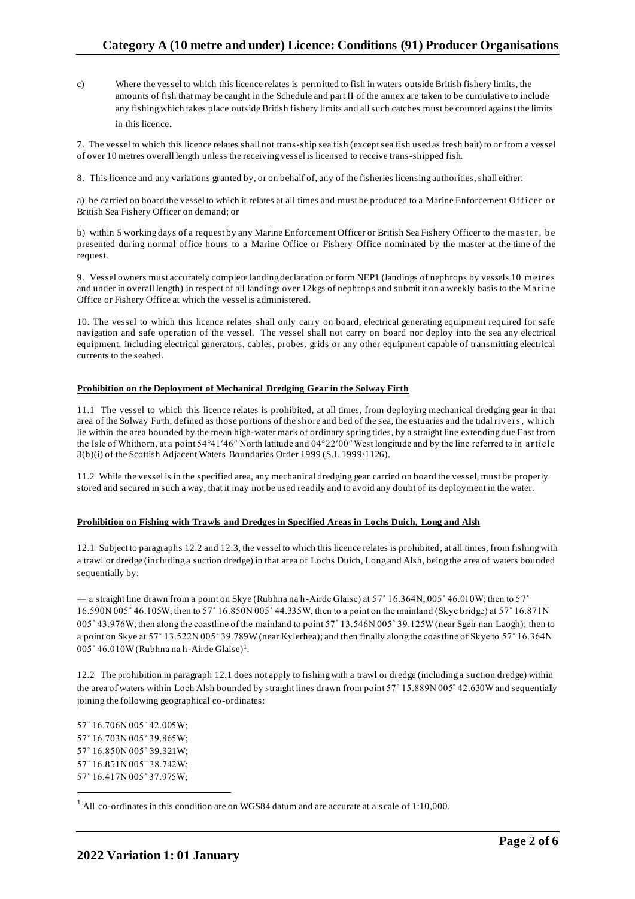c) Where the vessel to which this licence relates is permitted to fish in waters outside British fishery limits, the amounts of fish that may be caught in the Schedule and part II of the annex are taken to be cumulative to include any fishing which takes place outside British fishery limits and all such catches must be counted against the limits in this licence.

7. The vessel to which this licence relates shall not trans-ship sea fish (except sea fish used as fresh bait) to or from a vessel of over 10 metres overall length unless the receiving vessel is licensed to receive trans-shipped fish.

8. This licence and any variations granted by, or on behalf of, any of the fisheries licensing authorities, shall either:

a) be carried on board the vessel to which it relates at all times and must be produced to a Marine Enforcement Officer or British Sea Fishery Officer on demand; or

b) within 5 working days of a request by any Marine Enforcement Officer or British Sea Fishery Officer to the master, be presented during normal office hours to a Marine Office or Fishery Office nominated by the master at the time of the request.

9. Vessel owners must accurately complete landing declaration or form NEP1 (landings of nephrops by vessels 10 metres and under in overall length) in respect of all landings over 12kgs of nephrops and submit it on a weekly basis to the Marine Office or Fishery Office at which the vessel is administered.

10. The vessel to which this licence relates shall only carry on board, electrical generating equipment required for safe navigation and safe operation of the vessel. The vessel shall not carry on board nor deploy into the sea any electrical equipment, including electrical generators, cables, probes, grids or any other equipment capable of transmitting electrical currents to the seabed.

**Prohibition on the Deployment of Mechanical Dredging Gear in the Solway Firth**

11.1 The vessel to which this licence relates is prohibited, at all times, from deploying mechanical dredging gear in that area of the Solway Firth, defined as those portions of the shore and bed of the sea, the estuaries and the tidal rivers, which lie within the area bounded by the mean high-water mark of ordinary spring tides, by a straight line extending due East from the Isle of Whithorn, at a point 54°41′46″ North latitude and 04°22′00″ West longitude and by the line referred to in article 3(b)(i) of the Scottish Adjacent Waters Boundaries Order 1999 (S.I. 1999/1126).

11.2 While the vessel is in the specified area, any mechanical dredging gear carried on board the vessel, must be properly stored and secured in such a way, that it may not be used readily and to avoid any doubt of its deployment in the water.

**Prohibition on Fishing with Trawls and Dredges in Specified Areas in Lochs Duich, Long and Alsh**

12.1 Subject to paragraphs 12.2 and 12.3, the vessel to which this licence relates is prohibited, at all times, from fishing with a trawl or dredge (including a suction dredge) in that area of Lochs Duich, Long and Alsh, being the area of waters bounded sequentially by:

— a straight line drawn from a point on Skye (Rubhna na h-Airde Glaise) at 57˚ 16.364N, 005˚ 46.010W; then to 57˚ 16.590N 005˚ 46.105W; then to 57˚ 16.850N 005˚ 44.335W, then to a point on the mainland (Skye bridge) at 57˚ 16.871N 005˚ 43.976W; then along the coastline of the mainland to point 57˚ 13.546N 005˚ 39.125W (near Sgeir nan Laogh); then to a point on Skye at 57˚ 13.522N 005˚ 39.789W (near Kylerhea); and then finally along the coastline of Skye to 57˚ 16.364N 005˚ 46.010W (Rubhna na h-Airde Glaise)[1].

12.2 The prohibition in paragraph 12.1 does not apply to fishing with a trawl or dredge (including a suction dredge) within the area of waters within Loch Alsh bounded by straight lines drawn from point 57˚ 15.889N 005˚ 42.630W and sequentially joining the following geographical co-ordinates:

57˚ 16.706N 005˚ 42.005W;
57˚ 16.703N 005˚ 39.865W;
57˚ 16.850N 005˚ 39.321W;
57˚ 16.851N 005˚ 38.742W;
57˚ 16.417N 005˚ 37.975W;

[1] All co-ordinates in this condition are on WGS84 datum and are accurate at a scale of 1:10,000.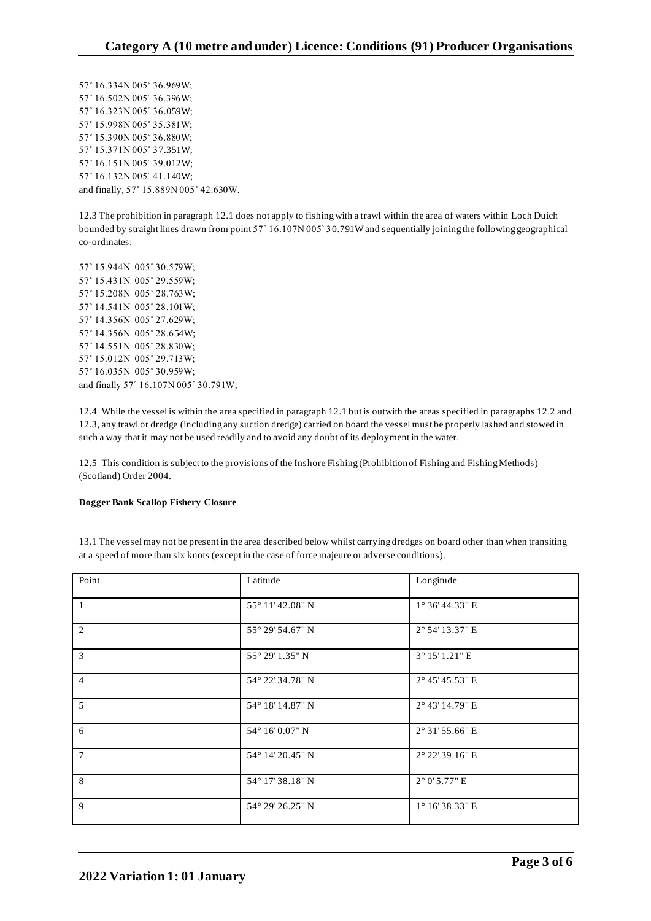57˚ 16.334N 005˚ 36.969W;
57˚ 16.502N 005˚ 36.396W;
57˚ 16.323N 005˚ 36.059W;
57˚ 15.998N 005˚ 35.381W;
57˚ 15.390N 005˚ 36.880W;
57˚ 15.371N 005˚ 37.351W;
57˚ 16.151N 005˚ 39.012W;
57˚ 16.132N 005˚ 41.140W;
and finally, 57˚ 15.889N 005˚ 42.630W.

12.3 The prohibition in paragraph 12.1 does not apply to fishing with a trawl within the area of waters within Loch Duich bounded by straight lines drawn from point 57˚ 16.107N 005˚ 30.791W and sequentially joining the following geographical co-ordinates:

57˚ 15.944N 005˚ 30.579W;
57˚ 15.431N 005˚ 29.559W;
57˚ 15.208N 005˚ 28.763W;
57˚ 14.541N 005˚ 28.101W;
57˚ 14.356N 005˚ 27.629W;
57˚ 14.356N 005˚ 28.654W;
57˚ 14.551N 005˚ 28.830W;
57˚ 15.012N 005˚ 29.713W;
57˚ 16.035N 005˚ 30.959W;
and finally 57˚ 16.107N 005˚ 30.791W;

12.4 While the vessel is within the area specified in paragraph 12.1 but is outwith the areas specified in paragraphs 12.2 and 12.3, any trawl or dredge (including any suction dredge) carried on board the vessel must be properly lashed and stowed in such a way that it may not be used readily and to avoid any doubt of its deployment in the water.

12.5 This condition is subject to the provisions of the Inshore Fishing (Prohibition of Fishing and Fishing Methods) (Scotland) Order 2004.

**Dogger Bank Scallop Fishery Closure**

13.1 The vessel may not be present in the area described below whilst carrying dredges on board other than when transiting at a speed of more than six knots (except in the case of force majeure or adverse conditions).

| Point | Latitude | Longitude |
|---|---|---|
| 1 | 55° 11' 42.08" N | 1° 36' 44.33" E |
| 2 | 55° 29' 54.67" N | 2° 54' 13.37" E |
| 3 | 55° 29' 1.35" N | 3° 15' 1.21" E |
| 4 | 54° 22' 34.78" N | 2° 45' 45.53" E |
| 5 | 54° 18' 14.87" N | 2° 43' 14.79" E |
| 6 | 54° 16' 0.07" N | 2° 31' 55.66" E |
| 7 | 54° 14' 20.45" N | 2° 22' 39.16" E |
| 8 | 54° 17' 38.18" N | 2° 0' 5.77" E |
| 9 | 54° 29' 26.25" N | 1° 16' 38.33" E |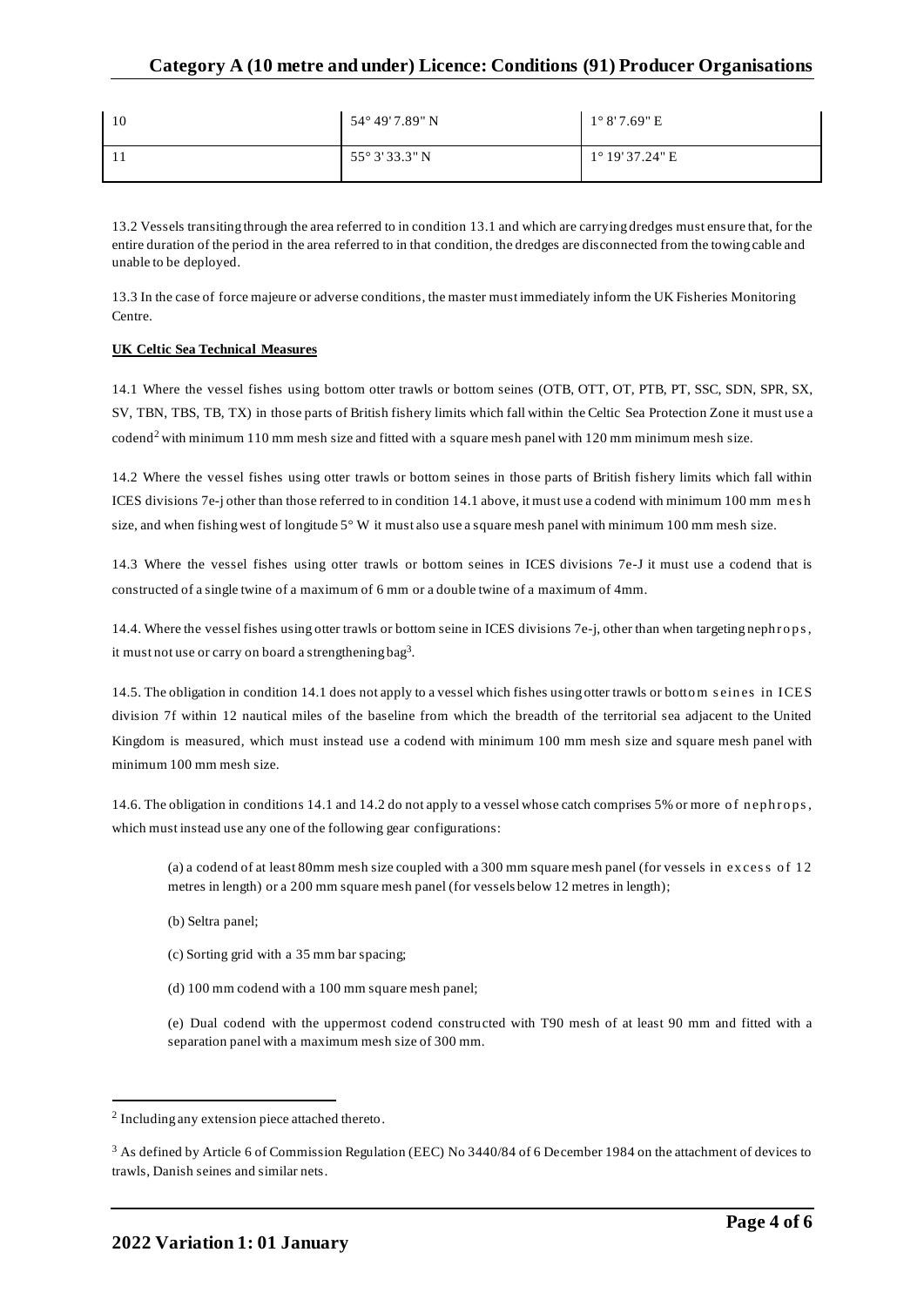| 10 | 54° 49' 7.89" N | 1° 8' 7.69" E |
|---|---|---|
| 11 | 55° 3' 33.3" N | 1° 19' 37.24" E |

13.2 Vessels transiting through the area referred to in condition 13.1 and which are carrying dredges must ensure that, for the entire duration of the period in the area referred to in that condition, the dredges are disconnected from the towing cable and unable to be deployed.

13.3 In the case of force majeure or adverse conditions, the master must immediately inform the UK Fisheries Monitoring Centre.

**UK Celtic Sea Technical Measures**

14.1 Where the vessel fishes using bottom otter trawls or bottom seines (OTB, OTT, OT, PTB, PT, SSC, SDN, SPR, SX, SV, TBN, TBS, TB, TX) in those parts of British fishery limits which fall within the Celtic Sea Protection Zone it must use a codend[2] with minimum 110 mm mesh size and fitted with a square mesh panel with 120 mm minimum mesh size.

14.2 Where the vessel fishes using otter trawls or bottom seines in those parts of British fishery limits which fall within ICES divisions 7e-j other than those referred to in condition 14.1 above, it must use a codend with minimum 100 mm mesh size, and when fishing west of longitude 5° W it must also use a square mesh panel with minimum 100 mm mesh size.

14.3 Where the vessel fishes using otter trawls or bottom seines in ICES divisions 7e-J it must use a codend that is constructed of a single twine of a maximum of 6 mm or a double twine of a maximum of 4mm.

14.4. Where the vessel fishes using otter trawls or bottom seine in ICES divisions 7e-j, other than when targeting nephrops, it must not use or carry on board a strengthening bag[3].

14.5. The obligation in condition 14.1 does not apply to a vessel which fishes using otter trawls or bottom seines in ICES division 7f within 12 nautical miles of the baseline from which the breadth of the territorial sea adjacent to the United Kingdom is measured, which must instead use a codend with minimum 100 mm mesh size and square mesh panel with minimum 100 mm mesh size.

14.6. The obligation in conditions 14.1 and 14.2 do not apply to a vessel whose catch comprises 5% or more of nephrops, which must instead use any one of the following gear configurations:

(a) a codend of at least 80mm mesh size coupled with a 300 mm square mesh panel (for vessels in excess of 12 metres in length) or a 200 mm square mesh panel (for vessels below 12 metres in length);

(b) Seltra panel;

(c) Sorting grid with a 35 mm bar spacing;

(d) 100 mm codend with a 100 mm square mesh panel;

(e) Dual codend with the uppermost codend constructed with T90 mesh of at least 90 mm and fitted with a separation panel with a maximum mesh size of 300 mm.

---

[2] Including any extension piece attached thereto.

[3] As defined by Article 6 of Commission Regulation (EEC) No 3440/84 of 6 December 1984 on the attachment of devices to trawls, Danish seines and similar nets.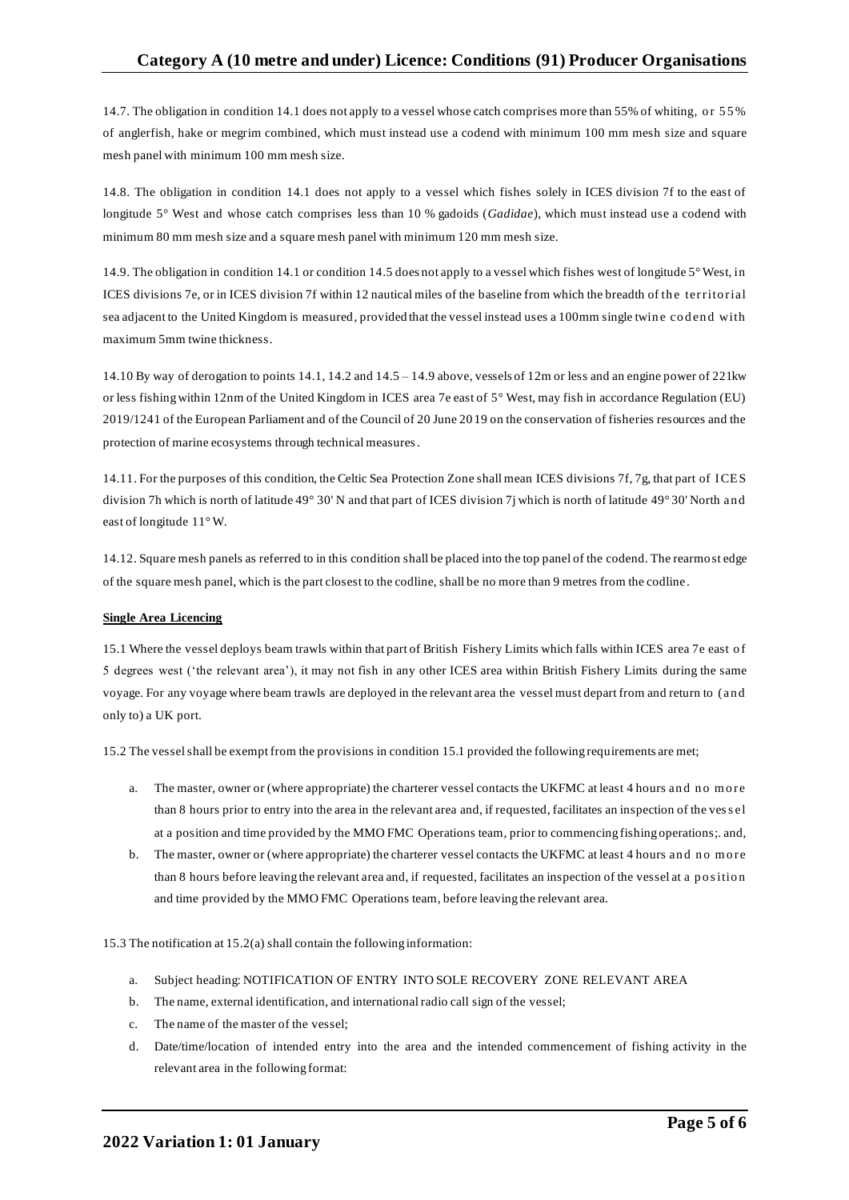14.7. The obligation in condition 14.1 does not apply to a vessel whose catch comprises more than 55% of whiting, or 55% of anglerfish, hake or megrim combined, which must instead use a codend with minimum 100 mm mesh size and square mesh panel with minimum 100 mm mesh size.

14.8. The obligation in condition 14.1 does not apply to a vessel which fishes solely in ICES division 7f to the east of longitude 5° West and whose catch comprises less than 10 % gadoids (*Gadidae*), which must instead use a codend with minimum 80 mm mesh size and a square mesh panel with minimum 120 mm mesh size.

14.9. The obligation in condition 14.1 or condition 14.5 does not apply to a vessel which fishes west of longitude 5° West, in ICES divisions 7e, or in ICES division 7f within 12 nautical miles of the baseline from which the breadth of the territorial sea adjacent to the United Kingdom is measured, provided that the vessel instead uses a 100mm single twine codend with maximum 5mm twine thickness.

14.10 By way of derogation to points 14.1, 14.2 and 14.5 – 14.9 above, vessels of 12m or less and an engine power of 221kw or less fishing within 12nm of the United Kingdom in ICES area 7e east of 5° West, may fish in accordance Regulation (EU) 2019/1241 of the European Parliament and of the Council of 20 June 2019 on the conservation of fisheries resources and the protection of marine ecosystems through technical measures.

14.11. For the purposes of this condition, the Celtic Sea Protection Zone shall mean ICES divisions 7f, 7g, that part of ICES division 7h which is north of latitude 49° 30' N and that part of ICES division 7j which is north of latitude 49° 30' North and east of longitude 11° W.

14.12. Square mesh panels as referred to in this condition shall be placed into the top panel of the codend. The rearmost edge of the square mesh panel, which is the part closest to the codline, shall be no more than 9 metres from the codline.

**Single Area Licencing**

15.1 Where the vessel deploys beam trawls within that part of British Fishery Limits which falls within ICES area 7e east of 5 degrees west ('the relevant area'), it may not fish in any other ICES area within British Fishery Limits during the same voyage. For any voyage where beam trawls are deployed in the relevant area the vessel must depart from and return to (and only to) a UK port.

15.2 The vessel shall be exempt from the provisions in condition 15.1 provided the following requirements are met;

a. The master, owner or (where appropriate) the charterer vessel contacts the UKFMC at least 4 hours and no more than 8 hours prior to entry into the area in the relevant area and, if requested, facilitates an inspection of the vessel at a position and time provided by the MMO FMC Operations team, prior to commencing fishing operations;. and,
b. The master, owner or (where appropriate) the charterer vessel contacts the UKFMC at least 4 hours and no more than 8 hours before leaving the relevant area and, if requested, facilitates an inspection of the vessel at a position and time provided by the MMO FMC Operations team, before leaving the relevant area.

15.3 The notification at 15.2(a) shall contain the following information:

a. Subject heading: NOTIFICATION OF ENTRY INTO SOLE RECOVERY ZONE RELEVANT AREA
b. The name, external identification, and international radio call sign of the vessel;
c. The name of the master of the vessel;
d. Date/time/location of intended entry into the area and the intended commencement of fishing activity in the relevant area in the following format: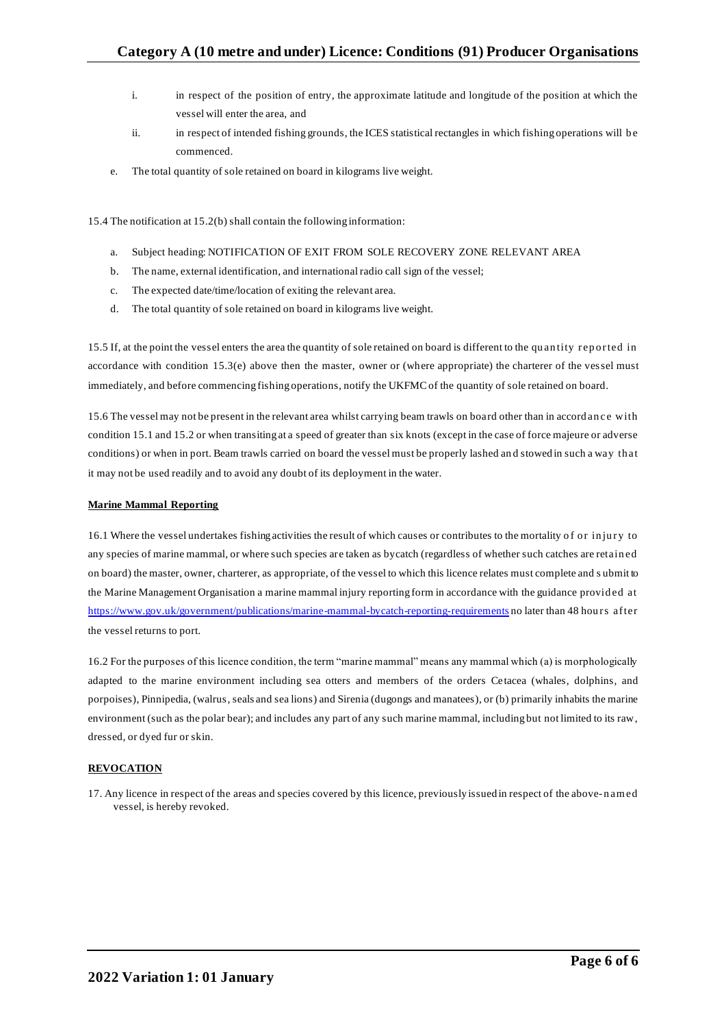i. in respect of the position of entry, the approximate latitude and longitude of the position at which the vessel will enter the area, and

ii. in respect of intended fishing grounds, the ICES statistical rectangles in which fishing operations will be commenced.

e. The total quantity of sole retained on board in kilograms live weight.

15.4 The notification at 15.2(b) shall contain the following information:

a. Subject heading: NOTIFICATION OF EXIT FROM SOLE RECOVERY ZONE RELEVANT AREA
b. The name, external identification, and international radio call sign of the vessel;
c. The expected date/time/location of exiting the relevant area.
d. The total quantity of sole retained on board in kilograms live weight.

15.5 If, at the point the vessel enters the area the quantity of sole retained on board is different to the quantity reported in accordance with condition 15.3(e) above then the master, owner or (where appropriate) the charterer of the vessel must immediately, and before commencing fishing operations, notify the UKFMC of the quantity of sole retained on board.

15.6 The vessel may not be present in the relevant area whilst carrying beam trawls on board other than in accordance with condition 15.1 and 15.2 or when transiting at a speed of greater than six knots (except in the case of force majeure or adverse conditions) or when in port. Beam trawls carried on board the vessel must be properly lashed and stowed in such a way that it may not be used readily and to avoid any doubt of its deployment in the water.

**Marine Mammal Reporting**

16.1 Where the vessel undertakes fishing activities the result of which causes or contributes to the mortality of or injury to any species of marine mammal, or where such species are taken as bycatch (regardless of whether such catches are retained on board) the master, owner, charterer, as appropriate, of the vessel to which this licence relates must complete and submit to the Marine Management Organisation a marine mammal injury reporting form in accordance with the guidance provided at https://www.gov.uk/government/publications/marine-mammal-bycatch-reporting-requirements no later than 48 hours after the vessel returns to port.

16.2 For the purposes of this licence condition, the term "marine mammal" means any mammal which (a) is morphologically adapted to the marine environment including sea otters and members of the orders Cetacea (whales, dolphins, and porpoises), Pinnipedia, (walrus, seals and sea lions) and Sirenia (dugongs and manatees), or (b) primarily inhabits the marine environment (such as the polar bear); and includes any part of any such marine mammal, including but not limited to its raw, dressed, or dyed fur or skin.

**REVOCATION**

17. Any licence in respect of the areas and species covered by this licence, previously issued in respect of the above-named vessel, is hereby revoked.